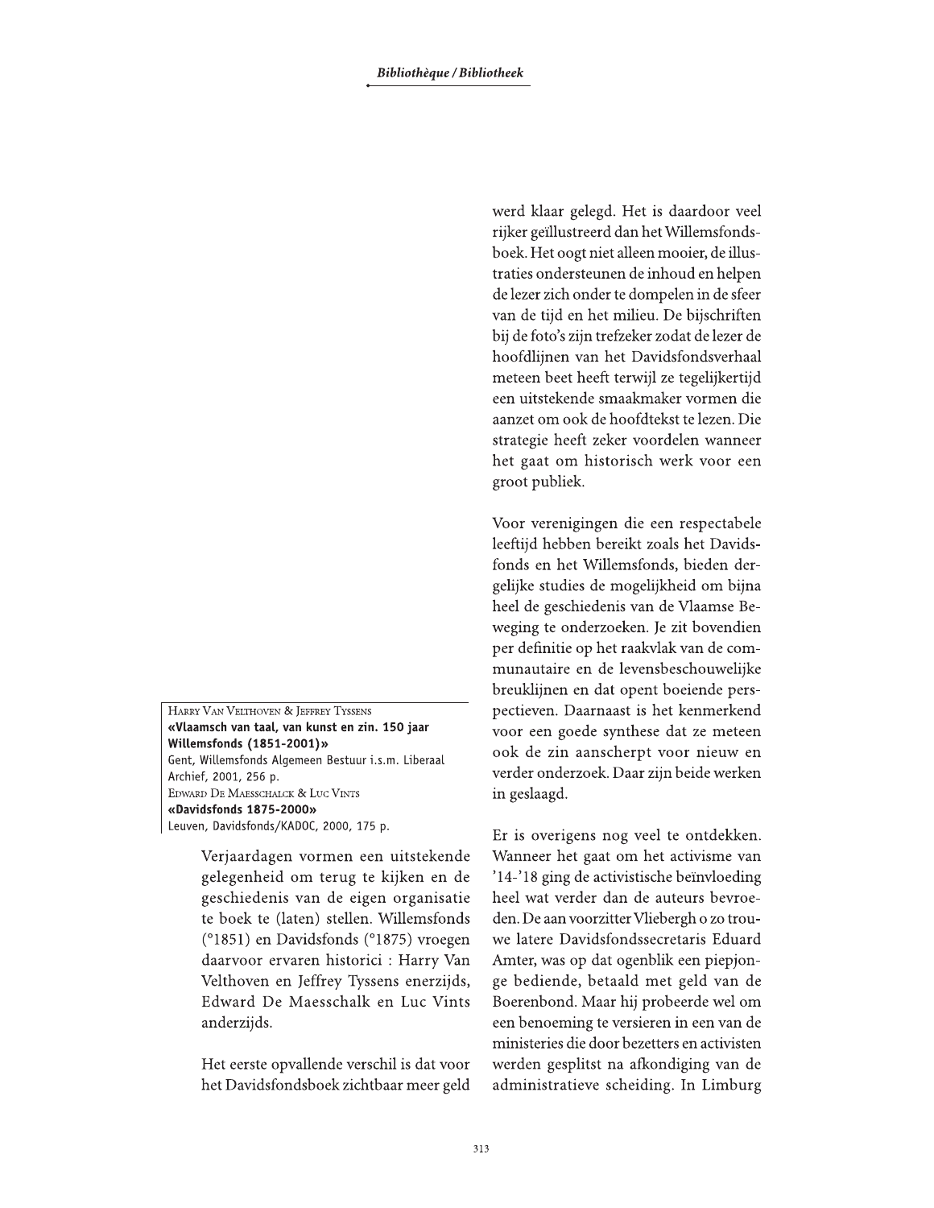Harry Van Velthoven & Jeffrey Tyssens
**«Vlaamsch van taal, van kunst en zin. 150 jaar Willemsfonds (1851-2001)»**
Gent, Willemsfonds Algemeen Bestuur i.s.m. Liberaal Archief, 2001, 256 p.
Edward De Maesschalck & Luc Vints
**«Davidsfonds 1875-2000»**
Leuven, Davidsfonds/KADOC, 2000, 175 p.

Verjaardagen vormen een uitstekende gelegenheid om terug te kijken en de geschiedenis van de eigen organisatie te boek te (laten) stellen. Willemsfonds (°1851) en Davidsfonds (°1875) vroegen daarvoor ervaren historici : Harry Van Velthoven en Jeffrey Tyssens enerzijds, Edward De Maesschalk en Luc Vints anderzijds.

Het eerste opvallende verschil is dat voor het Davidsfondsboek zichtbaar meer geld werd klaar gelegd. Het is daardoor veel rijker geïllustreerd dan het Willemsfondsboek. Het oogt niet alleen mooier, de illustraties ondersteunen de inhoud en helpen de lezer zich onder te dompelen in de sfeer van de tijd en het milieu. De bijschriften bij de foto's zijn trefzeker zodat de lezer de hoofdlijnen van het Davidsfondsverhaal meteen beet heeft terwijl ze tegelijkertijd een uitstekende smaakmaker vormen die aanzet om ook de hoofdtekst te lezen. Die strategie heeft zeker voordelen wanneer het gaat om historisch werk voor een groot publiek.

Voor verenigingen die een respectabele leeftijd hebben bereikt zoals het Davidsfonds en het Willemsfonds, bieden dergelijke studies de mogelijkheid om bijna heel de geschiedenis van de Vlaamse Beweging te onderzoeken. Je zit bovendien per definitie op het raakvlak van de communautaire en de levensbeschouwelijke breuklijnen en dat opent boeiende perspectieven. Daarnaast is het kenmerkend voor een goede synthese dat ze meteen ook de zin aanscherpt voor nieuw en verder onderzoek. Daar zijn beide werken in geslaagd.

Er is overigens nog veel te ontdekken. Wanneer het gaat om het activisme van '14-'18 ging de activistische beïnvloeding heel wat verder dan de auteurs bevroeden. De aan voorzitter Vliebergh o zo trouwe latere Davidsfondssecretaris Eduard Amter, was op dat ogenblik een piepjonge bediende, betaald met geld van de Boerenbond. Maar hij probeerde wel om een benoeming te versieren in een van de ministeries die door bezetters en activisten werden gesplitst na afkondiging van de administratieve scheiding. In Limburg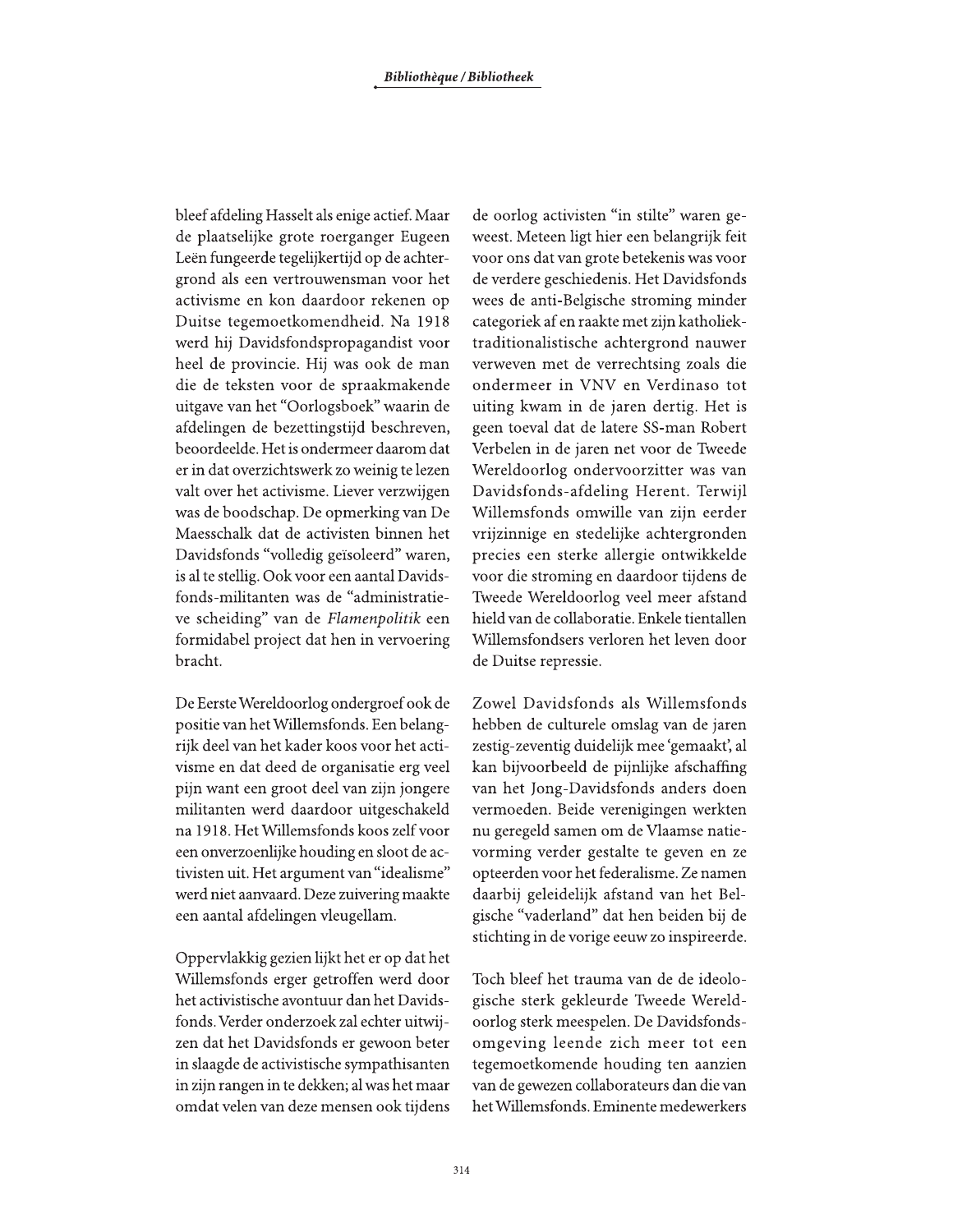bleef afdeling Hasselt als enige actief. Maar de plaatselijke grote roerganger Eugeen Leën fungeerde tegelijkertijd op de achtergrond als een vertrouwensman voor het activisme en kon daardoor rekenen op Duitse tegemoetkomendheid. Na 1918 werd hij Davidsfondspropagandist voor heel de provincie. Hij was ook de man die de teksten voor de spraakmakende uitgave van het "Oorlogsboek" waarin de afdelingen de bezettingstijd beschreven, beoordeelde. Het is ondermeer daarom dat er in dat overzichtswerk zo weinig te lezen valt over het activisme. Liever verzwijgen was de boodschap. De opmerking van De Maesschalk dat de activisten binnen het Davidsfonds "volledig geïsoleerd" waren, is al te stellig. Ook voor een aantal Davidsfonds-militanten was de "administratieve scheiding" van de *Flamenpolitik* een formidabel project dat hen in vervoering bracht.

De Eerste Wereldoorlog ondergroef ook de positie van het Willemsfonds. Een belangrijk deel van het kader koos voor het activisme en dat deed de organisatie erg veel pijn want een groot deel van zijn jongere militanten werd daardoor uitgeschakeld na 1918. Het Willemsfonds koos zelf voor een onverzoenlijke houding en sloot de activisten uit. Het argument van "idealisme" werd niet aanvaard. Deze zuivering maakte een aantal afdelingen vleugellam.

Oppervlakkig gezien lijkt het er op dat het Willemsfonds erger getroffen werd door het activistische avontuur dan het Davidsfonds. Verder onderzoek zal echter uitwijzen dat het Davidsfonds er gewoon beter in slaagde de activistische sympathisanten in zijn rangen in te dekken; al was het maar omdat velen van deze mensen ook tijdens de oorlog activisten "in stilte" waren geweest. Meteen ligt hier een belangrijk feit voor ons dat van grote betekenis was voor de verdere geschiedenis. Het Davidsfonds wees de anti-Belgische stroming minder categoriek af en raakte met zijn katholiek-traditionalistische achtergrond nauwer verweven met de verrechtsing zoals die ondermeer in VNV en Verdinaso tot uiting kwam in de jaren dertig. Het is geen toeval dat de latere SS-man Robert Verbelen in de jaren net voor de Tweede Wereldoorlog ondervoorzitter was van Davidsfonds-afdeling Herent. Terwijl Willemsfonds omwille van zijn eerder vrijzinnige en stedelijke achtergronden precies een sterke allergie ontwikkelde voor die stroming en daardoor tijdens de Tweede Wereldoorlog veel meer afstand hield van de collaboratie. Enkele tientallen Willemsfondsers verloren het leven door de Duitse repressie.

Zowel Davidsfonds als Willemsfonds hebben de culturele omslag van de jaren zestig-zeventig duidelijk mee 'gemaakt', al kan bijvoorbeeld de pijnlijke afschaffing van het Jong-Davidsfonds anders doen vermoeden. Beide verenigingen werkten nu geregeld samen om de Vlaamse natievorming verder gestalte te geven en ze opteerden voor het federalisme. Ze namen daarbij geleidelijk afstand van het Belgische "vaderland" dat hen beiden bij de stichting in de vorige eeuw zo inspireerde.

Toch bleef het trauma van de de ideologische sterk gekleurde Tweede Wereldoorlog sterk meespelen. De Davidsfonds-omgeving leende zich meer tot een tegemoetkomende houding ten aanzien van de gewezen collaborateurs dan die van het Willemsfonds. Eminente medewerkers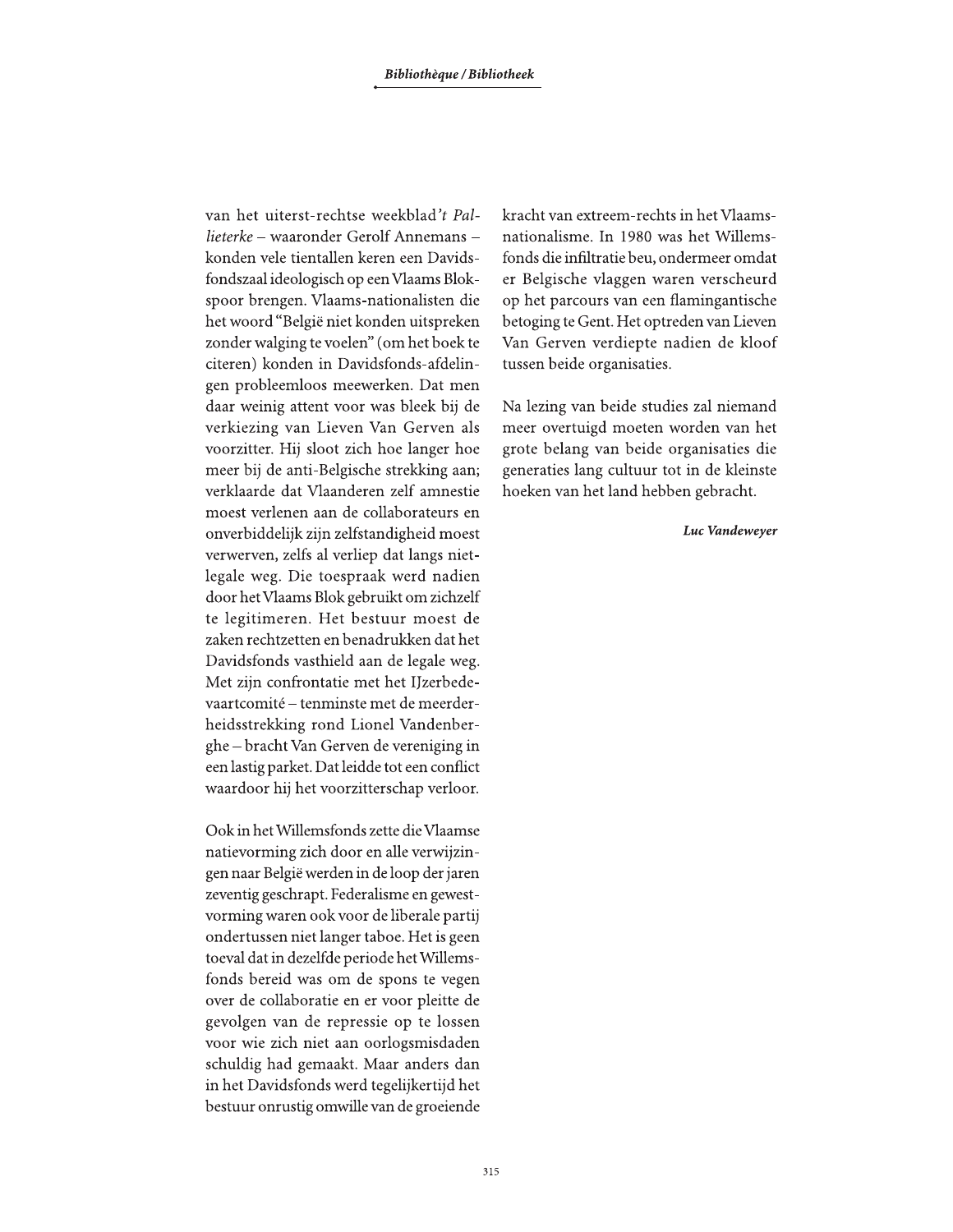van het uiterst-rechtse weekblad *'t Pallieterke* – waaronder Gerolf Annemans – konden vele tientallen keren een Davidsfondszaal ideologisch op een Vlaams Blokspoor brengen. Vlaams-nationalisten die het woord "België niet konden uitspreken zonder walging te voelen" (om het boek te citeren) konden in Davidsfonds-afdelingen probleemloos meewerken. Dat men daar weinig attent voor was bleek bij de verkiezing van Lieven Van Gerven als voorzitter. Hij sloot zich hoe langer hoe meer bij de anti-Belgische strekking aan; verklaarde dat Vlaanderen zelf amnestie moest verlenen aan de collaborateurs en onverbiddelijk zijn zelfstandigheid moest verwerven, zelfs al verliep dat langs niet-legale weg. Die toespraak werd nadien door het Vlaams Blok gebruikt om zichzelf te legitimeren. Het bestuur moest de zaken rechtzetten en benadrukken dat het Davidsfonds vasthield aan de legale weg. Met zijn confrontatie met het IJzerbedevaartcomité – tenminste met de meerderheidsstrekking rond Lionel Vandenberghe – bracht Van Gerven de vereniging in een lastig parket. Dat leidde tot een conflict waardoor hij het voorzitterschap verloor.

Ook in het Willemsfonds zette die Vlaamse natievorming zich door en alle verwijzingen naar België werden in de loop der jaren zeventig geschrapt. Federalisme en gewestvorming waren ook voor de liberale partij ondertussen niet langer taboe. Het is geen toeval dat in dezelfde periode het Willemsfonds bereid was om de spons te vegen over de collaboratie en er voor pleitte de gevolgen van de repressie op te lossen voor wie zich niet aan oorlogsmisdaden schuldig had gemaakt. Maar anders dan in het Davidsfonds werd tegelijkertijd het bestuur onrustig omwille van de groeiende kracht van extreem-rechts in het Vlaams-nationalisme. In 1980 was het Willemsfonds die infiltratie beu, ondermeer omdat er Belgische vlaggen waren verscheurd op het parcours van een flamingantische betoging te Gent. Het optreden van Lieven Van Gerven verdiepte nadien de kloof tussen beide organisaties.

Na lezing van beide studies zal niemand meer overtuigd moeten worden van het grote belang van beide organisaties die generaties lang cultuur tot in de kleinste hoeken van het land hebben gebracht.

***Luc Vandeweyer***